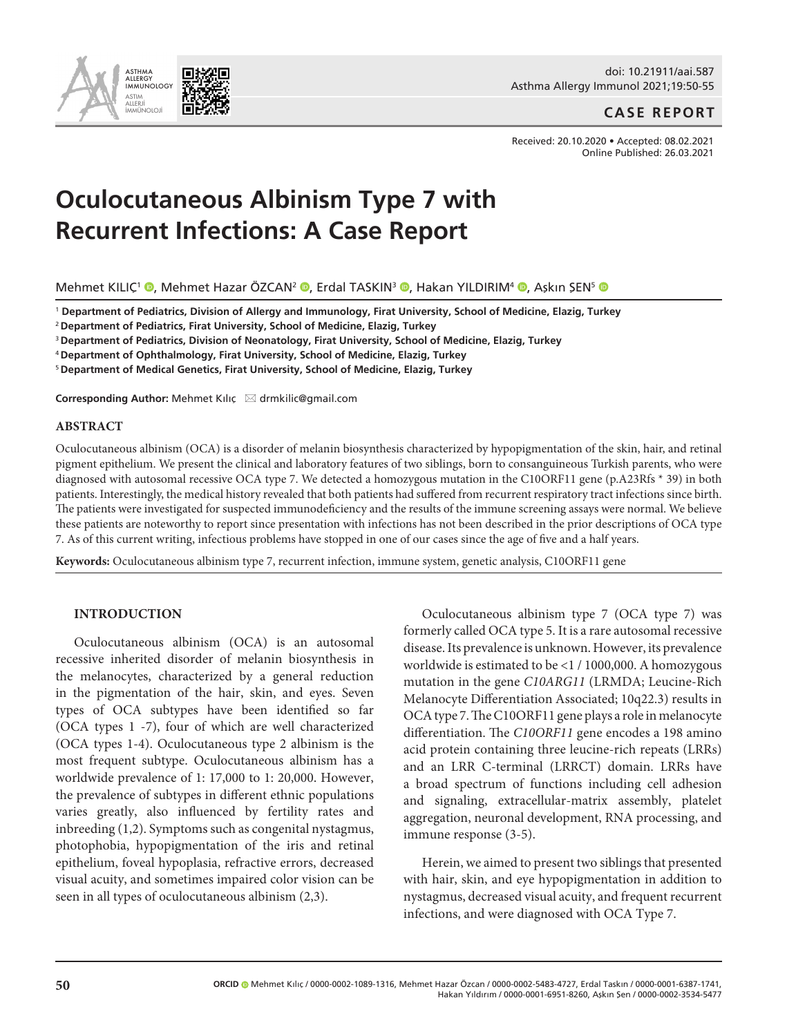CASE REPORT

Received: 20.10.2020 • Accepted: 08.02.2021
Online Published: 26.03.2021

# Oculocutaneous Albinism Type 7 with Recurrent Infections: A Case Report

Mehmet KILIÇ[1], Mehmet Hazar ÖZCAN[2], Erdal TASKIN[3], Hakan YILDIRIM[4], Aşkın ŞEN[5]

[1] **Department of Pediatrics, Division of Allergy and Immunology, Firat University, School of Medicine, Elazig, Turkey**
[2] **Department of Pediatrics, Firat University, School of Medicine, Elazig, Turkey**
[3] **Department of Pediatrics, Division of Neonatology, Firat University, School of Medicine, Elazig, Turkey**
[4] **Department of Ophthalmology, Firat University, School of Medicine, Elazig, Turkey**
[5] **Department of Medical Genetics, Firat University, School of Medicine, Elazig, Turkey**

**Corresponding Author:** Mehmet Kılıç ✉ drmkilic@gmail.com

## ABSTRACT

Oculocutaneous albinism (OCA) is a disorder of melanin biosynthesis characterized by hypopigmentation of the skin, hair, and retinal pigment epithelium. We present the clinical and laboratory features of two siblings, born to consanguineous Turkish parents, who were diagnosed with autosomal recessive OCA type 7. We detected a homozygous mutation in the C10ORF11 gene (p.A23Rfs * 39) in both patients. Interestingly, the medical history revealed that both patients had suffered from recurrent respiratory tract infections since birth. The patients were investigated for suspected immunodeficiency and the results of the immune screening assays were normal. We believe these patients are noteworthy to report since presentation with infections has not been described in the prior descriptions of OCA type 7. As of this current writing, infectious problems have stopped in one of our cases since the age of five and a half years.

**Keywords:** Oculocutaneous albinism type 7, recurrent infection, immune system, genetic analysis, C10ORF11 gene

## INTRODUCTION

Oculocutaneous albinism (OCA) is an autosomal recessive inherited disorder of melanin biosynthesis in the melanocytes, characterized by a general reduction in the pigmentation of the hair, skin, and eyes. Seven types of OCA subtypes have been identified so far (OCA types 1 -7), four of which are well characterized (OCA types 1-4). Oculocutaneous type 2 albinism is the most frequent subtype. Oculocutaneous albinism has a worldwide prevalence of 1: 17,000 to 1: 20,000. However, the prevalence of subtypes in different ethnic populations varies greatly, also influenced by fertility rates and inbreeding (1,2). Symptoms such as congenital nystagmus, photophobia, hypopigmentation of the iris and retinal epithelium, foveal hypoplasia, refractive errors, decreased visual acuity, and sometimes impaired color vision can be seen in all types of oculocutaneous albinism (2,3).

Oculocutaneous albinism type 7 (OCA type 7) was formerly called OCA type 5. It is a rare autosomal recessive disease. Its prevalence is unknown. However, its prevalence worldwide is estimated to be <1 / 1000,000. A homozygous mutation in the gene *C10ARG11* (LRMDA; Leucine-Rich Melanocyte Differentiation Associated; 10q22.3) results in OCA type 7. The C10ORF11 gene plays a role in melanocyte differentiation. The *C10ORF11* gene encodes a 198 amino acid protein containing three leucine-rich repeats (LRRs) and an LRR C-terminal (LRRCT) domain. LRRs have a broad spectrum of functions including cell adhesion and signaling, extracellular-matrix assembly, platelet aggregation, neuronal development, RNA processing, and immune response (3-5).

Herein, we aimed to present two siblings that presented with hair, skin, and eye hypopigmentation in addition to nystagmus, decreased visual acuity, and frequent recurrent infections, and were diagnosed with OCA Type 7.

**ORCID** Mehmet Kılıç / 0000-0002-1089-1316, Mehmet Hazar Özcan / 0000-0002-5483-4727, Erdal Taskın / 0000-0001-6387-1741, Hakan Yıldırım / 0000-0001-6951-8260, Aşkın Şen / 0000-0002-3534-5477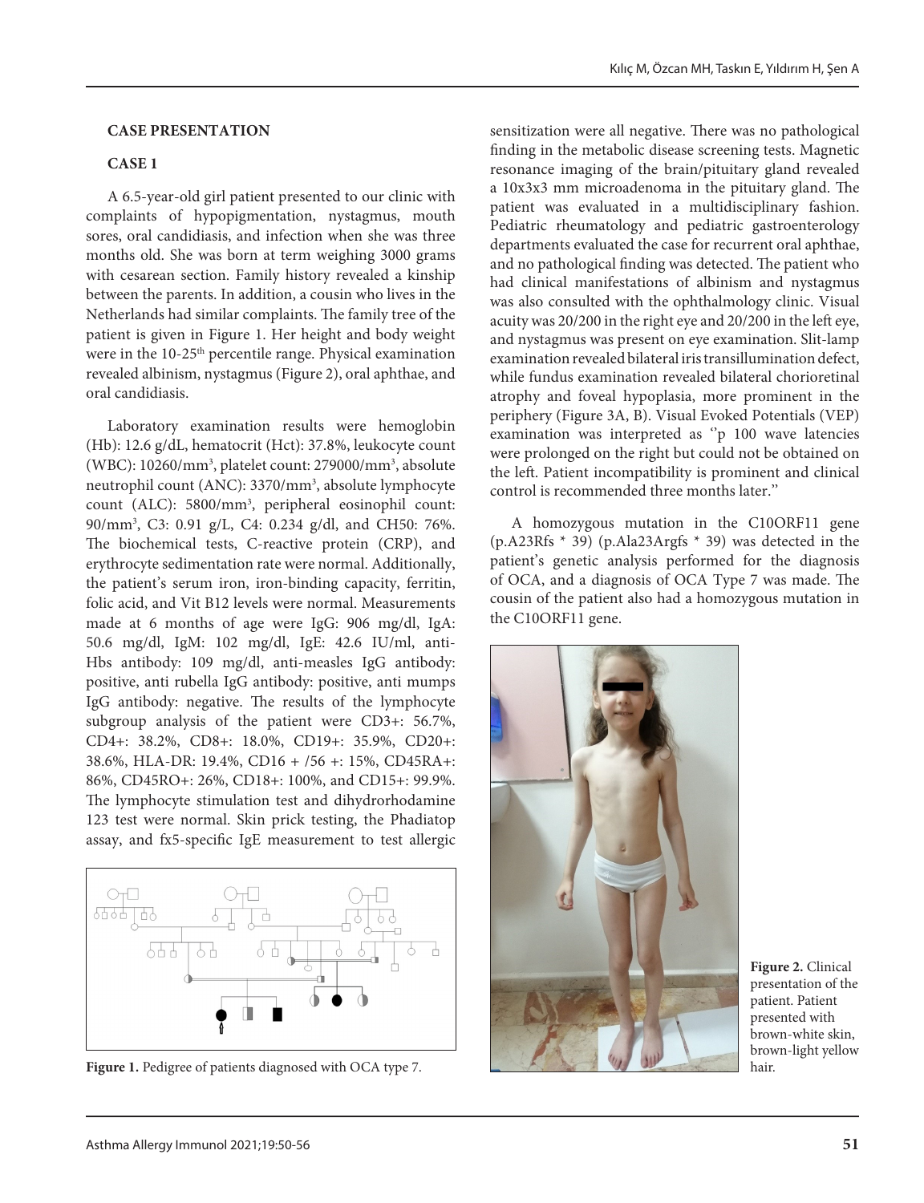## CASE PRESENTATION

### CASE 1

A 6.5-year-old girl patient presented to our clinic with complaints of hypopigmentation, nystagmus, mouth sores, oral candidiasis, and infection when she was three months old. She was born at term weighing 3000 grams with cesarean section. Family history revealed a kinship between the parents. In addition, a cousin who lives in the Netherlands had similar complaints. The family tree of the patient is given in Figure 1. Her height and body weight were in the 10-25th percentile range. Physical examination revealed albinism, nystagmus (Figure 2), oral aphthae, and oral candidiasis.

Laboratory examination results were hemoglobin (Hb): 12.6 g/dL, hematocrit (Hct): 37.8%, leukocyte count (WBC): 10260/mm$^3$, platelet count: 279000/mm$^3$, absolute neutrophil count (ANC): 3370/mm$^3$, absolute lymphocyte count (ALC): 5800/mm$^3$, peripheral eosinophil count: 90/mm$^3$, C3: 0.91 g/L, C4: 0.234 g/dl, and CH50: 76%. The biochemical tests, C-reactive protein (CRP), and erythrocyte sedimentation rate were normal. Additionally, the patient's serum iron, iron-binding capacity, ferritin, folic acid, and Vit B12 levels were normal. Measurements made at 6 months of age were IgG: 906 mg/dl, IgA: 50.6 mg/dl, IgM: 102 mg/dl, IgE: 42.6 IU/ml, anti-Hbs antibody: 109 mg/dl, anti-measles IgG antibody: positive, anti rubella IgG antibody: positive, anti mumps IgG antibody: negative. The results of the lymphocyte subgroup analysis of the patient were CD3+: 56.7%, CD4+: 38.2%, CD8+: 18.0%, CD19+: 35.9%, CD20+: 38.6%, HLA-DR: 19.4%, CD16 + /56 +: 15%, CD45RA+: 86%, CD45RO+: 26%, CD18+: 100%, and CD15+: 99.9%. The lymphocyte stimulation test and dihydrorhodamine 123 test were normal. Skin prick testing, the Phadiatop assay, and fx5-specific IgE measurement to test allergic sensitization were all negative. There was no pathological finding in the metabolic disease screening tests. Magnetic resonance imaging of the brain/pituitary gland revealed a 10x3x3 mm microadenoma in the pituitary gland. The patient was evaluated in a multidisciplinary fashion. Pediatric rheumatology and pediatric gastroenterology departments evaluated the case for recurrent oral aphthae, and no pathological finding was detected. The patient who had clinical manifestations of albinism and nystagmus was also consulted with the ophthalmology clinic. Visual acuity was 20/200 in the right eye and 20/200 in the left eye, and nystagmus was present on eye examination. Slit-lamp examination revealed bilateral iris transillumination defect, while fundus examination revealed bilateral chorioretinal atrophy and foveal hypoplasia, more prominent in the periphery (Figure 3A, B). Visual Evoked Potentials (VEP) examination was interpreted as ''p 100 wave latencies were prolonged on the right but could not be obtained on the left. Patient incompatibility is prominent and clinical control is recommended three months later.''

A homozygous mutation in the C10ORF11 gene (p.A23Rfs * 39) (p.Ala23Argfs * 39) was detected in the patient's genetic analysis performed for the diagnosis of OCA, and a diagnosis of OCA Type 7 was made. The cousin of the patient also had a homozygous mutation in the C10ORF11 gene.

**Figure 1.** Pedigree of patients diagnosed with OCA type 7.

**Figure 2.** Clinical presentation of the patient. Patient presented with brown-white skin, brown-light yellow hair.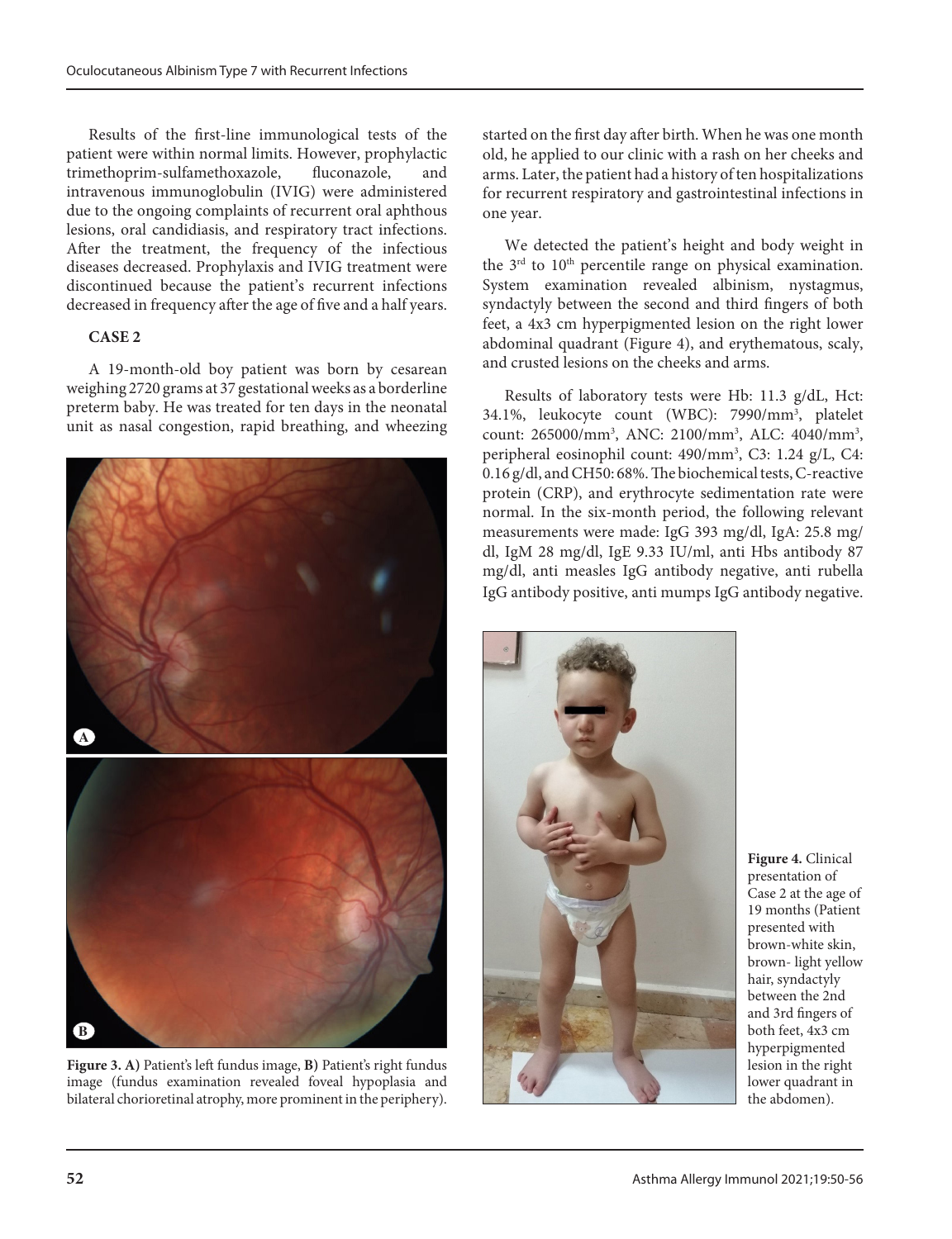Results of the first-line immunological tests of the patient were within normal limits. However, prophylactic trimethoprim-sulfamethoxazole, fluconazole, and intravenous immunoglobulin (IVIG) were administered due to the ongoing complaints of recurrent oral aphthous lesions, oral candidiasis, and respiratory tract infections. After the treatment, the frequency of the infectious diseases decreased. Prophylaxis and IVIG treatment were discontinued because the patient's recurrent infections decreased in frequency after the age of five and a half years.

**CASE 2**

A 19-month-old boy patient was born by cesarean weighing 2720 grams at 37 gestational weeks as a borderline preterm baby. He was treated for ten days in the neonatal unit as nasal congestion, rapid breathing, and wheezing started on the first day after birth. When he was one month old, he applied to our clinic with a rash on her cheeks and arms. Later, the patient had a history of ten hospitalizations for recurrent respiratory and gastrointestinal infections in one year.

**Figure 3. A)** Patient's left fundus image, **B)** Patient's right fundus image (fundus examination revealed foveal hypoplasia and bilateral chorioretinal atrophy, more prominent in the periphery).

We detected the patient's height and body weight in the 3rd to 10th percentile range on physical examination. System examination revealed albinism, nystagmus, syndactyly between the second and third fingers of both feet, a 4x3 cm hyperpigmented lesion on the right lower abdominal quadrant (Figure 4), and erythematous, scaly, and crusted lesions on the cheeks and arms.

Results of laboratory tests were Hb: 11.3 g/dL, Hct: 34.1%, leukocyte count (WBC): 7990/mm$^3$, platelet count: 265000/mm$^3$, ANC: 2100/mm$^3$, ALC: 4040/mm$^3$, peripheral eosinophil count: 490/mm$^3$, C3: 1.24 g/L, C4: 0.16 g/dl, and CH50: 68%. The biochemical tests, C-reactive protein (CRP), and erythrocyte sedimentation rate were normal. In the six-month period, the following relevant measurements were made: IgG 393 mg/dl, IgA: 25.8 mg/dl, IgM 28 mg/dl, IgE 9.33 IU/ml, anti Hbs antibody 87 mg/dl, anti measles IgG antibody negative, anti rubella IgG antibody positive, anti mumps IgG antibody negative.

**Figure 4.** Clinical presentation of Case 2 at the age of 19 months (Patient presented with brown-white skin, brown- light yellow hair, syndactyly between the 2nd and 3rd fingers of both feet, 4x3 cm hyperpigmented lesion in the right lower quadrant in the abdomen).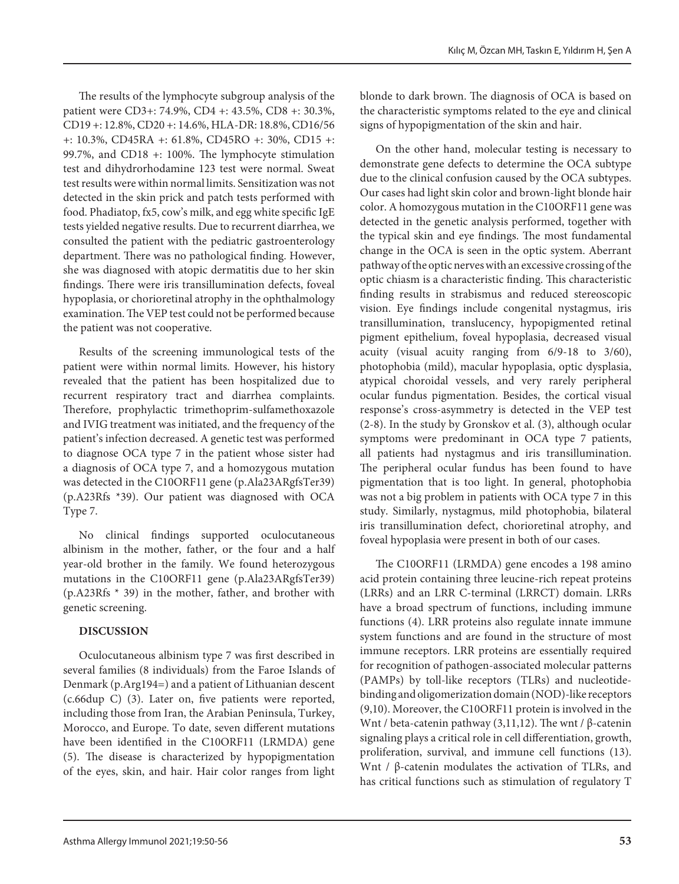The results of the lymphocyte subgroup analysis of the patient were CD3+: 74.9%, CD4 +: 43.5%, CD8 +: 30.3%, CD19 +: 12.8%, CD20 +: 14.6%, HLA-DR: 18.8%, CD16/56 +: 10.3%, CD45RA +: 61.8%, CD45RO +: 30%, CD15 +: 99.7%, and CD18 +: 100%. The lymphocyte stimulation test and dihydrorhodamine 123 test were normal. Sweat test results were within normal limits. Sensitization was not detected in the skin prick and patch tests performed with food. Phadiatop, fx5, cow's milk, and egg white specific IgE tests yielded negative results. Due to recurrent diarrhea, we consulted the patient with the pediatric gastroenterology department. There was no pathological finding. However, she was diagnosed with atopic dermatitis due to her skin findings. There were iris transillumination defects, foveal hypoplasia, or chorioretinal atrophy in the ophthalmology examination. The VEP test could not be performed because the patient was not cooperative.

Results of the screening immunological tests of the patient were within normal limits. However, his history revealed that the patient has been hospitalized due to recurrent respiratory tract and diarrhea complaints. Therefore, prophylactic trimethoprim-sulfamethoxazole and IVIG treatment was initiated, and the frequency of the patient's infection decreased. A genetic test was performed to diagnose OCA type 7 in the patient whose sister had a diagnosis of OCA type 7, and a homozygous mutation was detected in the C10ORF11 gene (p.Ala23ARgfsTer39) (p.A23Rfs *39). Our patient was diagnosed with OCA Type 7.

No clinical findings supported oculocutaneous albinism in the mother, father, or the four and a half year-old brother in the family. We found heterozygous mutations in the C10ORF11 gene (p.Ala23ARgfsTer39) (p.A23Rfs * 39) in the mother, father, and brother with genetic screening.

## DISCUSSION

Oculocutaneous albinism type 7 was first described in several families (8 individuals) from the Faroe Islands of Denmark (p.Arg194=) and a patient of Lithuanian descent (c.66dup C) (3). Later on, five patients were reported, including those from Iran, the Arabian Peninsula, Turkey, Morocco, and Europe. To date, seven different mutations have been identified in the C10ORF11 (LRMDA) gene (5). The disease is characterized by hypopigmentation of the eyes, skin, and hair. Hair color ranges from light blonde to dark brown. The diagnosis of OCA is based on the characteristic symptoms related to the eye and clinical signs of hypopigmentation of the skin and hair.

On the other hand, molecular testing is necessary to demonstrate gene defects to determine the OCA subtype due to the clinical confusion caused by the OCA subtypes. Our cases had light skin color and brown-light blonde hair color. A homozygous mutation in the C10ORF11 gene was detected in the genetic analysis performed, together with the typical skin and eye findings. The most fundamental change in the OCA is seen in the optic system. Aberrant pathway of the optic nerves with an excessive crossing of the optic chiasm is a characteristic finding. This characteristic finding results in strabismus and reduced stereoscopic vision. Eye findings include congenital nystagmus, iris transillumination, translucency, hypopigmented retinal pigment epithelium, foveal hypoplasia, decreased visual acuity (visual acuity ranging from 6/9-18 to 3/60), photophobia (mild), macular hypoplasia, optic dysplasia, atypical choroidal vessels, and very rarely peripheral ocular fundus pigmentation. Besides, the cortical visual response's cross-asymmetry is detected in the VEP test (2-8). In the study by Gronskov et al. (3), although ocular symptoms were predominant in OCA type 7 patients, all patients had nystagmus and iris transillumination. The peripheral ocular fundus has been found to have pigmentation that is too light. In general, photophobia was not a big problem in patients with OCA type 7 in this study. Similarly, nystagmus, mild photophobia, bilateral iris transillumination defect, chorioretinal atrophy, and foveal hypoplasia were present in both of our cases.

The C10ORF11 (LRMDA) gene encodes a 198 amino acid protein containing three leucine-rich repeat proteins (LRRs) and an LRR C-terminal (LRRCT) domain. LRRs have a broad spectrum of functions, including immune functions (4). LRR proteins also regulate innate immune system functions and are found in the structure of most immune receptors. LRR proteins are essentially required for recognition of pathogen-associated molecular patterns (PAMPs) by toll-like receptors (TLRs) and nucleotide-binding and oligomerization domain (NOD)-like receptors (9,10). Moreover, the C10ORF11 protein is involved in the Wnt / beta-catenin pathway (3,11,12). The wnt / β-catenin signaling plays a critical role in cell differentiation, growth, proliferation, survival, and immune cell functions (13). Wnt / β-catenin modulates the activation of TLRs, and has critical functions such as stimulation of regulatory T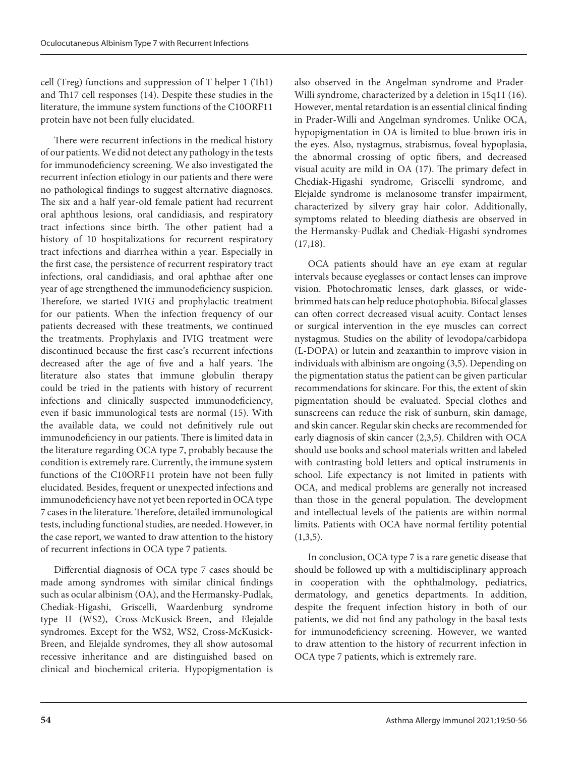cell (Treg) functions and suppression of T helper 1 (Th1) and Th17 cell responses (14). Despite these studies in the literature, the immune system functions of the C10ORF11 protein have not been fully elucidated.

There were recurrent infections in the medical history of our patients. We did not detect any pathology in the tests for immunodeficiency screening. We also investigated the recurrent infection etiology in our patients and there were no pathological findings to suggest alternative diagnoses. The six and a half year-old female patient had recurrent oral aphthous lesions, oral candidiasis, and respiratory tract infections since birth. The other patient had a history of 10 hospitalizations for recurrent respiratory tract infections and diarrhea within a year. Especially in the first case, the persistence of recurrent respiratory tract infections, oral candidiasis, and oral aphthae after one year of age strengthened the immunodeficiency suspicion. Therefore, we started IVIG and prophylactic treatment for our patients. When the infection frequency of our patients decreased with these treatments, we continued the treatments. Prophylaxis and IVIG treatment were discontinued because the first case's recurrent infections decreased after the age of five and a half years. The literature also states that immune globulin therapy could be tried in the patients with history of recurrent infections and clinically suspected immunodeficiency, even if basic immunological tests are normal (15). With the available data, we could not definitively rule out immunodeficiency in our patients. There is limited data in the literature regarding OCA type 7, probably because the condition is extremely rare. Currently, the immune system functions of the C10ORF11 protein have not been fully elucidated. Besides, frequent or unexpected infections and immunodeficiency have not yet been reported in OCA type 7 cases in the literature. Therefore, detailed immunological tests, including functional studies, are needed. However, in the case report, we wanted to draw attention to the history of recurrent infections in OCA type 7 patients.

Differential diagnosis of OCA type 7 cases should be made among syndromes with similar clinical findings such as ocular albinism (OA), and the Hermansky-Pudlak, Chediak-Higashi, Griscelli, Waardenburg syndrome type II (WS2), Cross-McKusick-Breen, and Elejalde syndromes. Except for the WS2, WS2, Cross-McKusick-Breen, and Elejalde syndromes, they all show autosomal recessive inheritance and are distinguished based on clinical and biochemical criteria. Hypopigmentation is also observed in the Angelman syndrome and Prader-Willi syndrome, characterized by a deletion in 15q11 (16). However, mental retardation is an essential clinical finding in Prader-Willi and Angelman syndromes. Unlike OCA, hypopigmentation in OA is limited to blue-brown iris in the eyes. Also, nystagmus, strabismus, foveal hypoplasia, the abnormal crossing of optic fibers, and decreased visual acuity are mild in OA (17). The primary defect in Chediak-Higashi syndrome, Griscelli syndrome, and Elejalde syndrome is melanosome transfer impairment, characterized by silvery gray hair color. Additionally, symptoms related to bleeding diathesis are observed in the Hermansky-Pudlak and Chediak-Higashi syndromes (17,18).

OCA patients should have an eye exam at regular intervals because eyeglasses or contact lenses can improve vision. Photochromatic lenses, dark glasses, or wide-brimmed hats can help reduce photophobia. Bifocal glasses can often correct decreased visual acuity. Contact lenses or surgical intervention in the eye muscles can correct nystagmus. Studies on the ability of levodopa/carbidopa (L-DOPA) or lutein and zeaxanthin to improve vision in individuals with albinism are ongoing (3,5). Depending on the pigmentation status the patient can be given particular recommendations for skincare. For this, the extent of skin pigmentation should be evaluated. Special clothes and sunscreens can reduce the risk of sunburn, skin damage, and skin cancer. Regular skin checks are recommended for early diagnosis of skin cancer (2,3,5). Children with OCA should use books and school materials written and labeled with contrasting bold letters and optical instruments in school. Life expectancy is not limited in patients with OCA, and medical problems are generally not increased than those in the general population. The development and intellectual levels of the patients are within normal limits. Patients with OCA have normal fertility potential (1,3,5).

In conclusion, OCA type 7 is a rare genetic disease that should be followed up with a multidisciplinary approach in cooperation with the ophthalmology, pediatrics, dermatology, and genetics departments. In addition, despite the frequent infection history in both of our patients, we did not find any pathology in the basal tests for immunodeficiency screening. However, we wanted to draw attention to the history of recurrent infection in OCA type 7 patients, which is extremely rare.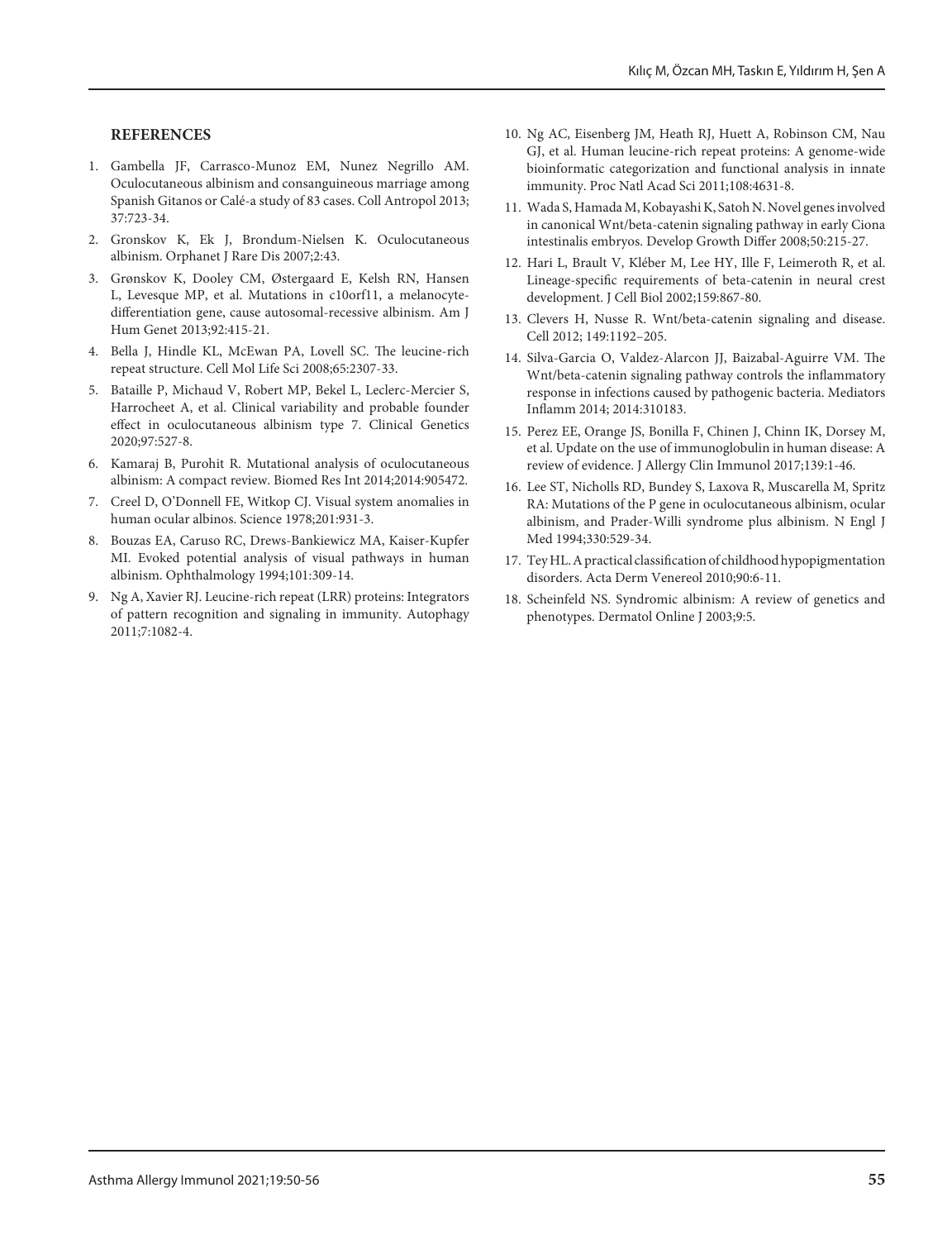## REFERENCES

1. Gambella JF, Carrasco-Munoz EM, Nunez Negrillo AM. Oculocutaneous albinism and consanguineous marriage among Spanish Gitanos or Calé-a study of 83 cases. Coll Antropol 2013; 37:723-34.
2. Gronskov K, Ek J, Brondum-Nielsen K. Oculocutaneous albinism. Orphanet J Rare Dis 2007;2:43.
3. Grønskov K, Dooley CM, Østergaard E, Kelsh RN, Hansen L, Levesque MP, et al. Mutations in c10orf11, a melanocyte-differentiation gene, cause autosomal-recessive albinism. Am J Hum Genet 2013;92:415-21.
4. Bella J, Hindle KL, McEwan PA, Lovell SC. The leucine-rich repeat structure. Cell Mol Life Sci 2008;65:2307-33.
5. Bataille P, Michaud V, Robert MP, Bekel L, Leclerc-Mercier S, Harrocheet A, et al. Clinical variability and probable founder effect in oculocutaneous albinism type 7. Clinical Genetics 2020;97:527-8.
6. Kamaraj B, Purohit R. Mutational analysis of oculocutaneous albinism: A compact review. Biomed Res Int 2014;2014:905472.
7. Creel D, O'Donnell FE, Witkop CJ. Visual system anomalies in human ocular albinos. Science 1978;201:931-3.
8. Bouzas EA, Caruso RC, Drews-Bankiewicz MA, Kaiser-Kupfer MI. Evoked potential analysis of visual pathways in human albinism. Ophthalmology 1994;101:309-14.
9. Ng A, Xavier RJ. Leucine-rich repeat (LRR) proteins: Integrators of pattern recognition and signaling in immunity. Autophagy 2011;7:1082-4.
10. Ng AC, Eisenberg JM, Heath RJ, Huett A, Robinson CM, Nau GJ, et al. Human leucine-rich repeat proteins: A genome-wide bioinformatic categorization and functional analysis in innate immunity. Proc Natl Acad Sci 2011;108:4631-8.
11. Wada S, Hamada M, Kobayashi K, Satoh N. Novel genes involved in canonical Wnt/beta-catenin signaling pathway in early Ciona intestinalis embryos. Develop Growth Differ 2008;50:215-27.
12. Hari L, Brault V, Kléber M, Lee HY, Ille F, Leimeroth R, et al. Lineage-specific requirements of beta-catenin in neural crest development. J Cell Biol 2002;159:867-80.
13. Clevers H, Nusse R. Wnt/beta-catenin signaling and disease. Cell 2012; 149:1192–205.
14. Silva-Garcia O, Valdez-Alarcon JJ, Baizabal-Aguirre VM. The Wnt/beta-catenin signaling pathway controls the inflammatory response in infections caused by pathogenic bacteria. Mediators Inflamm 2014; 2014:310183.
15. Perez EE, Orange JS, Bonilla F, Chinen J, Chinn IK, Dorsey M, et al. Update on the use of immunoglobulin in human disease: A review of evidence. J Allergy Clin Immunol 2017;139:1-46.
16. Lee ST, Nicholls RD, Bundey S, Laxova R, Muscarella M, Spritz RA: Mutations of the P gene in oculocutaneous albinism, ocular albinism, and Prader-Willi syndrome plus albinism. N Engl J Med 1994;330:529-34.
17. Tey HL. A practical classification of childhood hypopigmentation disorders. Acta Derm Venereol 2010;90:6-11.
18. Scheinfeld NS. Syndromic albinism: A review of genetics and phenotypes. Dermatol Online J 2003;9:5.